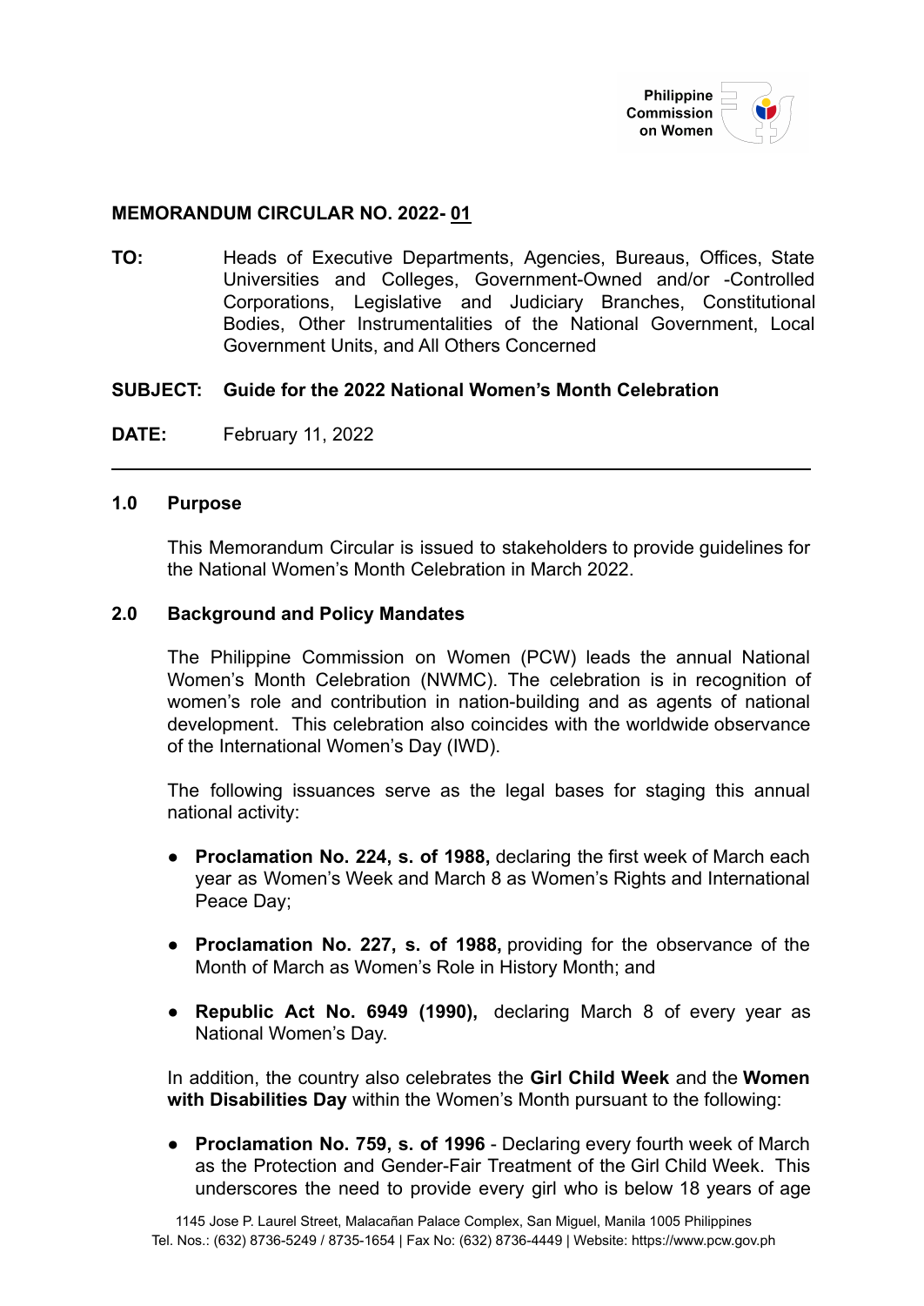Philippine Commission on Women

**MEMORANDUM CIRCULAR NO. 2022- 01**

**TO:** Heads of Executive Departments, Agencies, Bureaus, Offices, State Universities and Colleges, Government-Owned and/or -Controlled Corporations, Legislative and Judiciary Branches, Constitutional Bodies, Other Instrumentalities of the National Government, Local Government Units, and All Others Concerned

**SUBJECT: Guide for the 2022 National Women's Month Celebration**

**DATE:** February 11, 2022

---

## 1.0 Purpose

This Memorandum Circular is issued to stakeholders to provide guidelines for the National Women's Month Celebration in March 2022.

## 2.0 Background and Policy Mandates

The Philippine Commission on Women (PCW) leads the annual National Women's Month Celebration (NWMC). The celebration is in recognition of women's role and contribution in nation-building and as agents of national development. This celebration also coincides with the worldwide observance of the International Women's Day (IWD).

The following issuances serve as the legal bases for staging this annual national activity:

- **Proclamation No. 224, s. of 1988,** declaring the first week of March each year as Women's Week and March 8 as Women's Rights and International Peace Day;
- **Proclamation No. 227, s. of 1988,** providing for the observance of the Month of March as Women's Role in History Month; and
- **Republic Act No. 6949 (1990),** declaring March 8 of every year as National Women's Day.

In addition, the country also celebrates the **Girl Child Week** and the **Women with Disabilities Day** within the Women's Month pursuant to the following:

- **Proclamation No. 759, s. of 1996** - Declaring every fourth week of March as the Protection and Gender-Fair Treatment of the Girl Child Week. This underscores the need to provide every girl who is below 18 years of age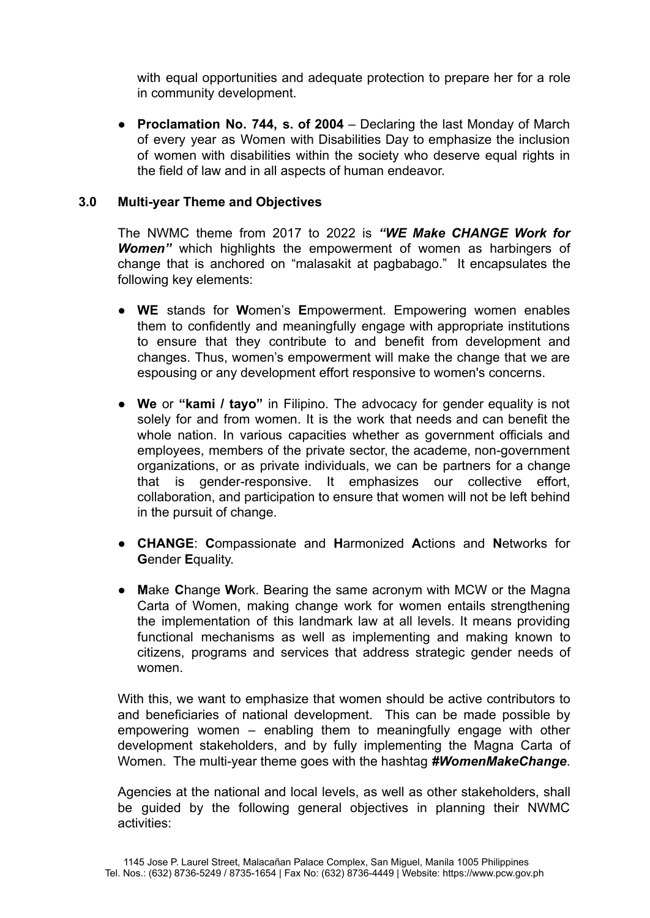with equal opportunities and adequate protection to prepare her for a role in community development.

- **Proclamation No. 744, s. of 2004** – Declaring the last Monday of March of every year as Women with Disabilities Day to emphasize the inclusion of women with disabilities within the society who deserve equal rights in the field of law and in all aspects of human endeavor.

## 3.0 Multi-year Theme and Objectives

The NWMC theme from 2017 to 2022 is ***"WE Make CHANGE Work for Women"*** which highlights the empowerment of women as harbingers of change that is anchored on "malasakit at pagbabago." It encapsulates the following key elements:

- **WE** stands for **W**omen's **E**mpowerment. Empowering women enables them to confidently and meaningfully engage with appropriate institutions to ensure that they contribute to and benefit from development and changes. Thus, women's empowerment will make the change that we are espousing or any development effort responsive to women's concerns.

- **We** or **"kami / tayo"** in Filipino. The advocacy for gender equality is not solely for and from women. It is the work that needs and can benefit the whole nation. In various capacities whether as government officials and employees, members of the private sector, the academe, non-government organizations, or as private individuals, we can be partners for a change that is gender-responsive. It emphasizes our collective effort, collaboration, and participation to ensure that women will not be left behind in the pursuit of change.

- **CHANGE**: **C**ompassionate and **H**armonized **A**ctions and **N**etworks for **G**ender **E**quality.

- **M**ake **C**hange **W**ork. Bearing the same acronym with MCW or the Magna Carta of Women, making change work for women entails strengthening the implementation of this landmark law at all levels. It means providing functional mechanisms as well as implementing and making known to citizens, programs and services that address strategic gender needs of women.

With this, we want to emphasize that women should be active contributors to and beneficiaries of national development. This can be made possible by empowering women – enabling them to meaningfully engage with other development stakeholders, and by fully implementing the Magna Carta of Women. The multi-year theme goes with the hashtag ***#WomenMakeChange***.

Agencies at the national and local levels, as well as other stakeholders, shall be guided by the following general objectives in planning their NWMC activities: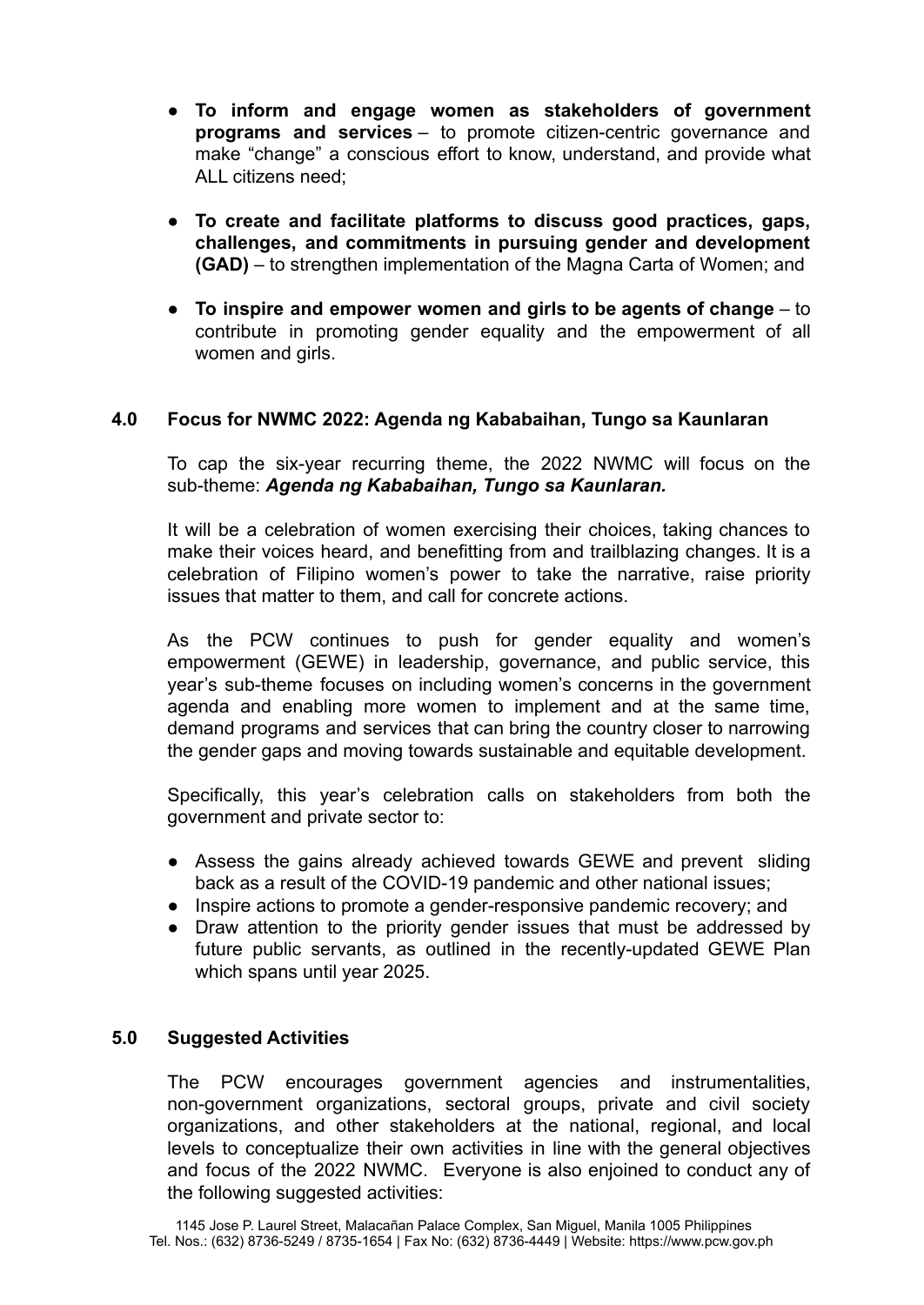- **To inform and engage women as stakeholders of government programs and services** – to promote citizen-centric governance and make "change" a conscious effort to know, understand, and provide what ALL citizens need;

- **To create and facilitate platforms to discuss good practices, gaps, challenges, and commitments in pursuing gender and development (GAD)** – to strengthen implementation of the Magna Carta of Women; and

- **To inspire and empower women and girls to be agents of change** – to contribute in promoting gender equality and the empowerment of all women and girls.

## 4.0 Focus for NWMC 2022: Agenda ng Kababaihan, Tungo sa Kaunlaran

To cap the six-year recurring theme, the 2022 NWMC will focus on the sub-theme: ***Agenda ng Kababaihan, Tungo sa Kaunlaran.***

It will be a celebration of women exercising their choices, taking chances to make their voices heard, and benefitting from and trailblazing changes. It is a celebration of Filipino women's power to take the narrative, raise priority issues that matter to them, and call for concrete actions.

As the PCW continues to push for gender equality and women's empowerment (GEWE) in leadership, governance, and public service, this year's sub-theme focuses on including women's concerns in the government agenda and enabling more women to implement and at the same time, demand programs and services that can bring the country closer to narrowing the gender gaps and moving towards sustainable and equitable development.

Specifically, this year's celebration calls on stakeholders from both the government and private sector to:

- Assess the gains already achieved towards GEWE and prevent sliding back as a result of the COVID-19 pandemic and other national issues;
- Inspire actions to promote a gender-responsive pandemic recovery; and
- Draw attention to the priority gender issues that must be addressed by future public servants, as outlined in the recently-updated GEWE Plan which spans until year 2025.

## 5.0 Suggested Activities

The PCW encourages government agencies and instrumentalities, non-government organizations, sectoral groups, private and civil society organizations, and other stakeholders at the national, regional, and local levels to conceptualize their own activities in line with the general objectives and focus of the 2022 NWMC. Everyone is also enjoined to conduct any of the following suggested activities: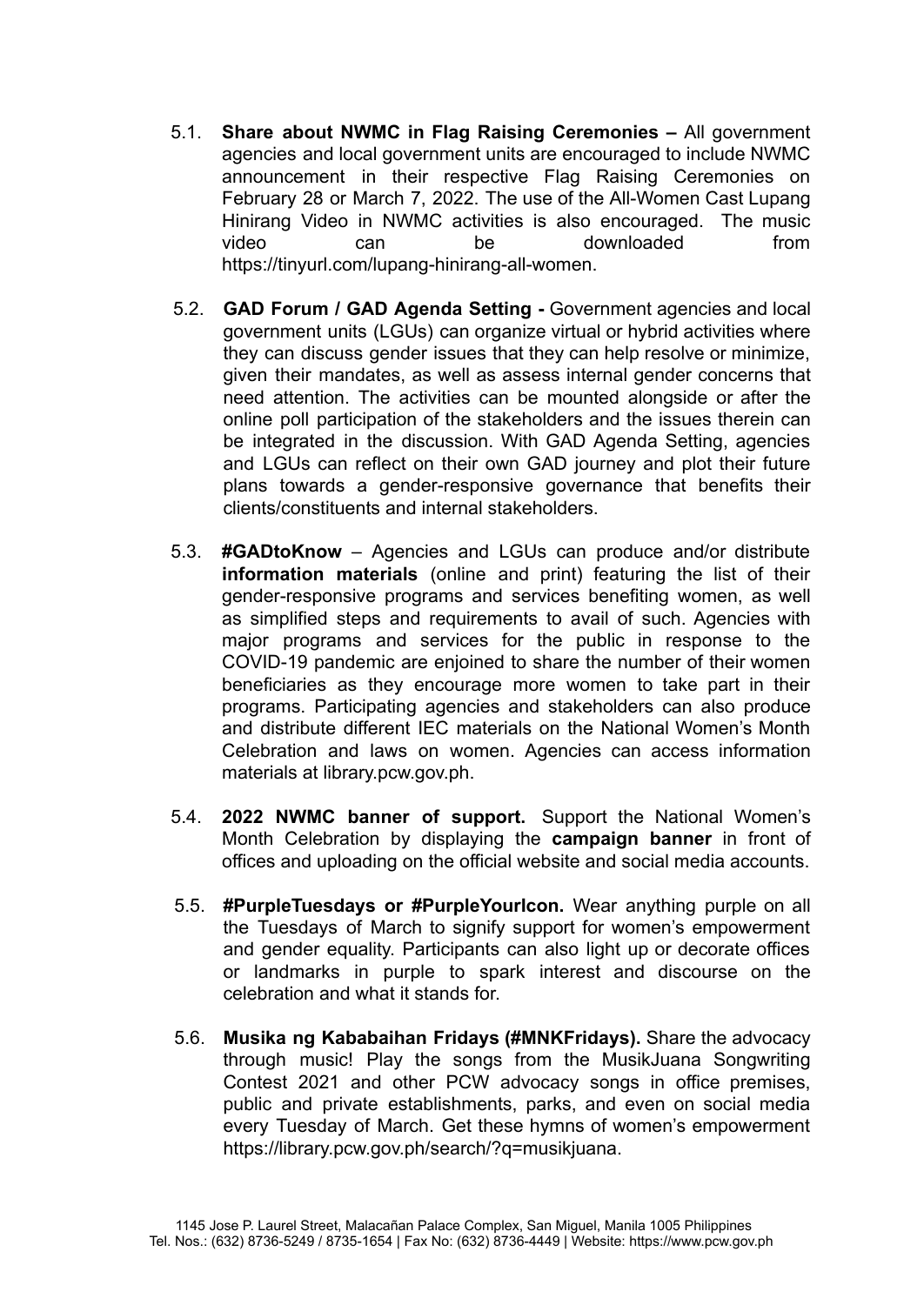5.1. **Share about NWMC in Flag Raising Ceremonies –** All government agencies and local government units are encouraged to include NWMC announcement in their respective Flag Raising Ceremonies on February 28 or March 7, 2022. The use of the All-Women Cast Lupang Hinirang Video in NWMC activities is also encouraged. The music video can be downloaded from https://tinyurl.com/lupang-hinirang-all-women.

5.2. **GAD Forum / GAD Agenda Setting -** Government agencies and local government units (LGUs) can organize virtual or hybrid activities where they can discuss gender issues that they can help resolve or minimize, given their mandates, as well as assess internal gender concerns that need attention. The activities can be mounted alongside or after the online poll participation of the stakeholders and the issues therein can be integrated in the discussion. With GAD Agenda Setting, agencies and LGUs can reflect on their own GAD journey and plot their future plans towards a gender-responsive governance that benefits their clients/constituents and internal stakeholders.

5.3. **#GADtoKnow** – Agencies and LGUs can produce and/or distribute **information materials** (online and print) featuring the list of their gender-responsive programs and services benefiting women, as well as simplified steps and requirements to avail of such. Agencies with major programs and services for the public in response to the COVID-19 pandemic are enjoined to share the number of their women beneficiaries as they encourage more women to take part in their programs. Participating agencies and stakeholders can also produce and distribute different IEC materials on the National Women's Month Celebration and laws on women. Agencies can access information materials at library.pcw.gov.ph.

5.4. **2022 NWMC banner of support.** Support the National Women's Month Celebration by displaying the **campaign banner** in front of offices and uploading on the official website and social media accounts.

5.5. **#PurpleTuesdays or #PurpleYourIcon.** Wear anything purple on all the Tuesdays of March to signify support for women's empowerment and gender equality. Participants can also light up or decorate offices or landmarks in purple to spark interest and discourse on the celebration and what it stands for.

5.6. **Musika ng Kababaihan Fridays (#MNKFridays).** Share the advocacy through music! Play the songs from the MusikJuana Songwriting Contest 2021 and other PCW advocacy songs in office premises, public and private establishments, parks, and even on social media every Tuesday of March. Get these hymns of women's empowerment https://library.pcw.gov.ph/search/?q=musikjuana.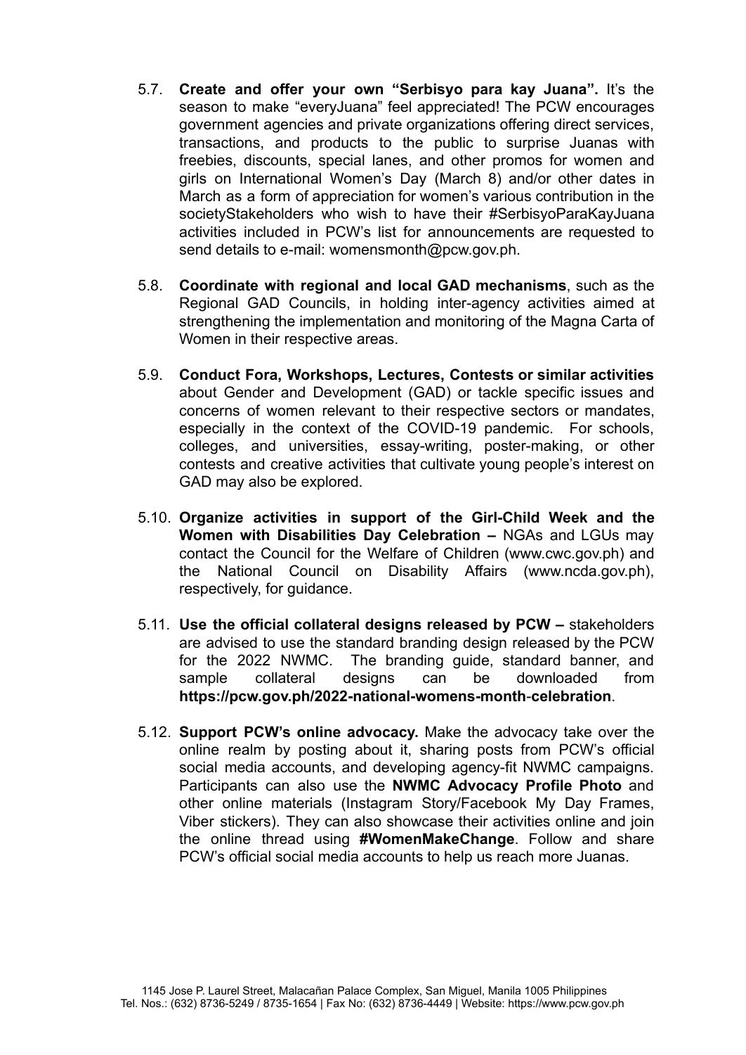5.7. **Create and offer your own "Serbisyo para kay Juana".** It's the season to make "everyJuana" feel appreciated! The PCW encourages government agencies and private organizations offering direct services, transactions, and products to the public to surprise Juanas with freebies, discounts, special lanes, and other promos for women and girls on International Women's Day (March 8) and/or other dates in March as a form of appreciation for women's various contribution in the societyStakeholders who wish to have their #SerbisyoParaKayJuana activities included in PCW's list for announcements are requested to send details to e-mail: womensmonth@pcw.gov.ph.

5.8. **Coordinate with regional and local GAD mechanisms**, such as the Regional GAD Councils, in holding inter-agency activities aimed at strengthening the implementation and monitoring of the Magna Carta of Women in their respective areas.

5.9. **Conduct Fora, Workshops, Lectures, Contests or similar activities** about Gender and Development (GAD) or tackle specific issues and concerns of women relevant to their respective sectors or mandates, especially in the context of the COVID-19 pandemic. For schools, colleges, and universities, essay-writing, poster-making, or other contests and creative activities that cultivate young people's interest on GAD may also be explored.

5.10. **Organize activities in support of the Girl-Child Week and the Women with Disabilities Day Celebration –** NGAs and LGUs may contact the Council for the Welfare of Children (www.cwc.gov.ph) and the National Council on Disability Affairs (www.ncda.gov.ph), respectively, for guidance.

5.11. **Use the official collateral designs released by PCW –** stakeholders are advised to use the standard branding design released by the PCW for the 2022 NWMC. The branding guide, standard banner, and sample collateral designs can be downloaded from **https://pcw.gov.ph/2022-national-womens-month-celebration**.

5.12. **Support PCW's online advocacy.** Make the advocacy take over the online realm by posting about it, sharing posts from PCW's official social media accounts, and developing agency-fit NWMC campaigns. Participants can also use the **NWMC Advocacy Profile Photo** and other online materials (Instagram Story/Facebook My Day Frames, Viber stickers). They can also showcase their activities online and join the online thread using **#WomenMakeChange**. Follow and share PCW's official social media accounts to help us reach more Juanas.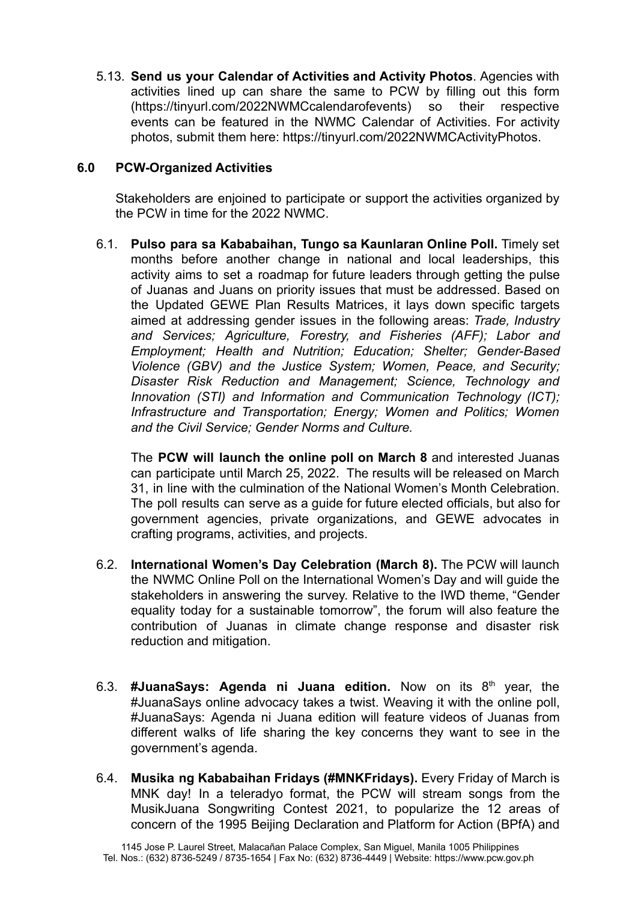5.13. **Send us your Calendar of Activities and Activity Photos**. Agencies with activities lined up can share the same to PCW by filling out this form (https://tinyurl.com/2022NWMCcalendarofevents) so their respective events can be featured in the NWMC Calendar of Activities. For activity photos, submit them here: https://tinyurl.com/2022NWMCActivityPhotos.

## 6.0 PCW-Organized Activities

Stakeholders are enjoined to participate or support the activities organized by the PCW in time for the 2022 NWMC.

6.1. **Pulso para sa Kababaihan, Tungo sa Kaunlaran Online Poll.** Timely set months before another change in national and local leaderships, this activity aims to set a roadmap for future leaders through getting the pulse of Juanas and Juans on priority issues that must be addressed. Based on the Updated GEWE Plan Results Matrices, it lays down specific targets aimed at addressing gender issues in the following areas: *Trade, Industry and Services; Agriculture, Forestry, and Fisheries (AFF); Labor and Employment; Health and Nutrition; Education; Shelter; Gender-Based Violence (GBV) and the Justice System; Women, Peace, and Security; Disaster Risk Reduction and Management; Science, Technology and Innovation (STI) and Information and Communication Technology (ICT); Infrastructure and Transportation; Energy; Women and Politics; Women and the Civil Service; Gender Norms and Culture.*

The **PCW will launch the online poll on March 8** and interested Juanas can participate until March 25, 2022. The results will be released on March 31, in line with the culmination of the National Women's Month Celebration. The poll results can serve as a guide for future elected officials, but also for government agencies, private organizations, and GEWE advocates in crafting programs, activities, and projects.

6.2. **International Women's Day Celebration (March 8).** The PCW will launch the NWMC Online Poll on the International Women's Day and will guide the stakeholders in answering the survey. Relative to the IWD theme, "Gender equality today for a sustainable tomorrow", the forum will also feature the contribution of Juanas in climate change response and disaster risk reduction and mitigation.

6.3. **#JuanaSays: Agenda ni Juana edition.** Now on its 8th year, the #JuanaSays online advocacy takes a twist. Weaving it with the online poll, #JuanaSays: Agenda ni Juana edition will feature videos of Juanas from different walks of life sharing the key concerns they want to see in the government's agenda.

6.4. **Musika ng Kababaihan Fridays (#MNKFridays).** Every Friday of March is MNK day! In a teleradyo format, the PCW will stream songs from the MusikJuana Songwriting Contest 2021, to popularize the 12 areas of concern of the 1995 Beijing Declaration and Platform for Action (BPfA) and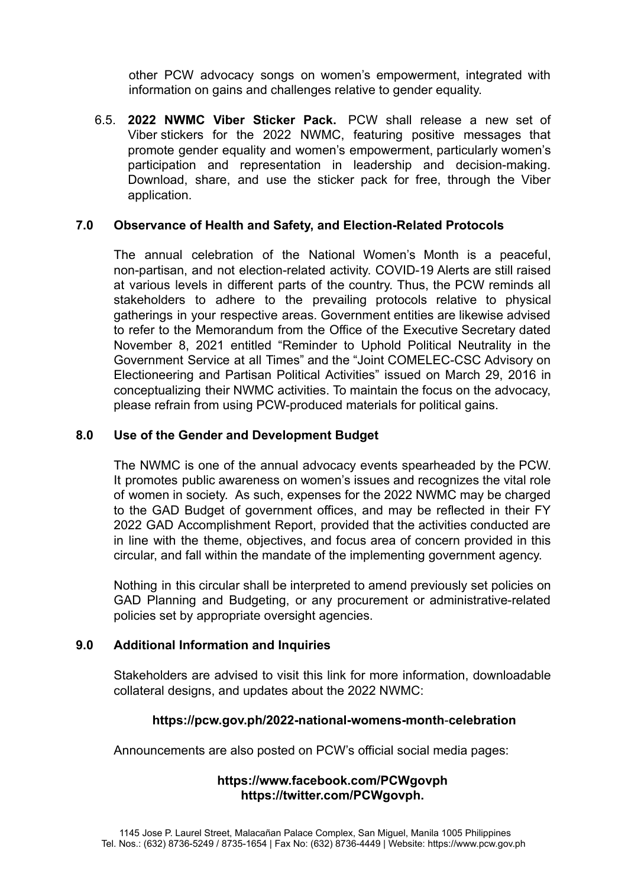other PCW advocacy songs on women's empowerment, integrated with information on gains and challenges relative to gender equality.

6.5. **2022 NWMC Viber Sticker Pack.** PCW shall release a new set of Viber stickers for the 2022 NWMC, featuring positive messages that promote gender equality and women's empowerment, particularly women's participation and representation in leadership and decision-making. Download, share, and use the sticker pack for free, through the Viber application.

## 7.0 Observance of Health and Safety, and Election-Related Protocols

The annual celebration of the National Women's Month is a peaceful, non-partisan, and not election-related activity. COVID-19 Alerts are still raised at various levels in different parts of the country. Thus, the PCW reminds all stakeholders to adhere to the prevailing protocols relative to physical gatherings in your respective areas. Government entities are likewise advised to refer to the Memorandum from the Office of the Executive Secretary dated November 8, 2021 entitled "Reminder to Uphold Political Neutrality in the Government Service at all Times" and the "Joint COMELEC-CSC Advisory on Electioneering and Partisan Political Activities" issued on March 29, 2016 in conceptualizing their NWMC activities. To maintain the focus on the advocacy, please refrain from using PCW-produced materials for political gains.

## 8.0 Use of the Gender and Development Budget

The NWMC is one of the annual advocacy events spearheaded by the PCW. It promotes public awareness on women's issues and recognizes the vital role of women in society. As such, expenses for the 2022 NWMC may be charged to the GAD Budget of government offices, and may be reflected in their FY 2022 GAD Accomplishment Report, provided that the activities conducted are in line with the theme, objectives, and focus area of concern provided in this circular, and fall within the mandate of the implementing government agency.

Nothing in this circular shall be interpreted to amend previously set policies on GAD Planning and Budgeting, or any procurement or administrative-related policies set by appropriate oversight agencies.

## 9.0 Additional Information and Inquiries

Stakeholders are advised to visit this link for more information, downloadable collateral designs, and updates about the 2022 NWMC:

**https://pcw.gov.ph/2022-national-womens-month-celebration**

Announcements are also posted on PCW's official social media pages:

**https://www.facebook.com/PCWgovph**
**https://twitter.com/PCWgovph.**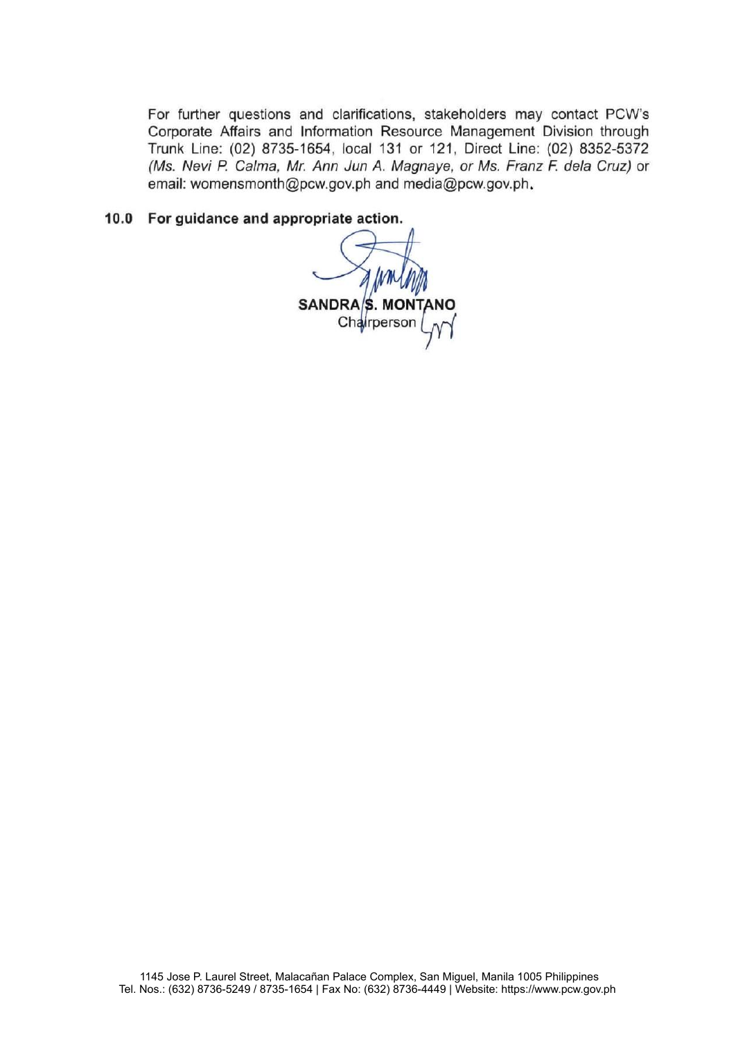For further questions and clarifications, stakeholders may contact PCW's Corporate Affairs and Information Resource Management Division through Trunk Line: (02) 8735-1654, local 131 or 121, Direct Line: (02) 8352-5372 *(Ms. Nevi P. Calma, Mr. Ann Jun A. Magnaye, or Ms. Franz F. dela Cruz)* or email: womensmonth@pcw.gov.ph and media@pcw.gov.ph.

**10.0 For guidance and appropriate action.**

**SANDRA S. MONTANO**
Chairperson

1145 Jose P. Laurel Street, Malacañan Palace Complex, San Miguel, Manila 1005 Philippines
Tel. Nos.: (632) 8736-5249 / 8735-1654 | Fax No: (632) 8736-4449 | Website: https://www.pcw.gov.ph